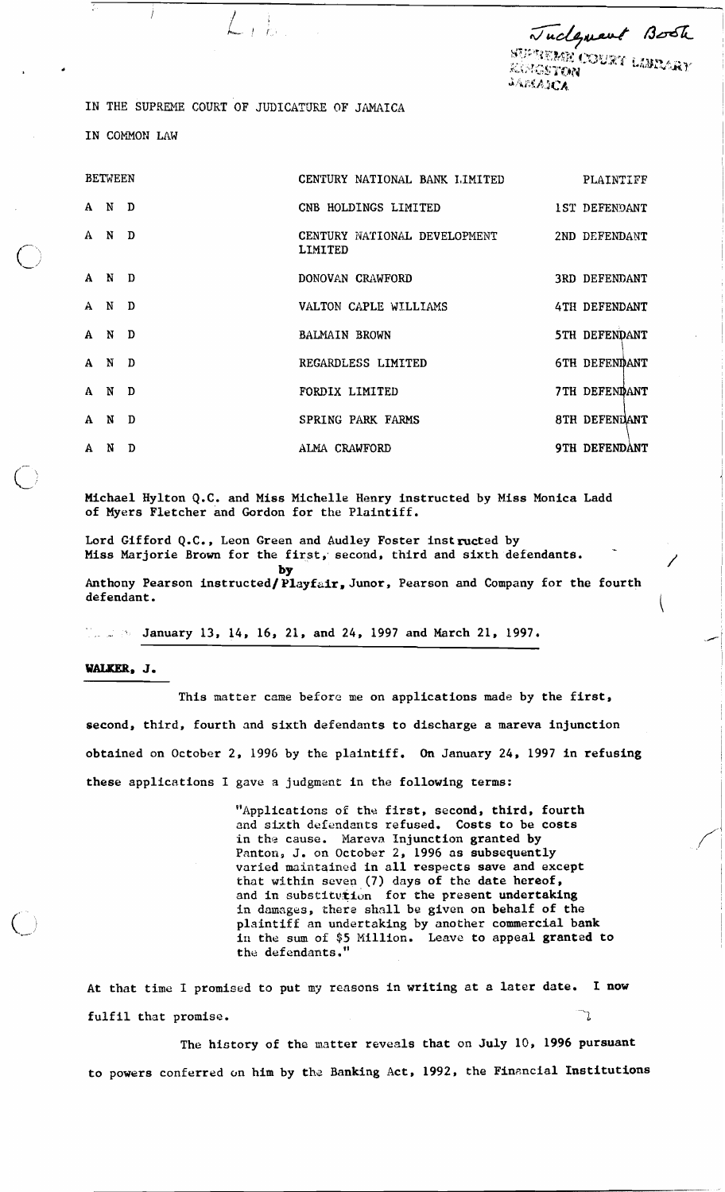Judgment Book

SUPREME COURT LIBRARY
KINGSTON
JAMAICA

IN THE SUPREME COURT OF JUDICATURE OF JAMAICA

IN COMMON LAW

| | | |
|---|---|---|
| BETWEEN | CENTURY NATIONAL BANK LIMITED | PLAINTIFF |
| A N D | CNB HOLDINGS LIMITED | 1ST DEFENDANT |
| A N D | CENTURY NATIONAL DEVELOPMENT LIMITED | 2ND DEFENDANT |
| A N D | DONOVAN CRAWFORD | 3RD DEFENDANT |
| A N D | VALTON CAPLE WILLIAMS | 4TH DEFENDANT |
| A N D | BALMAIN BROWN | 5TH DEFENDANT |
| A N D | REGARDLESS LIMITED | 6TH DEFENDANT |
| A N D | FORDIX LIMITED | 7TH DEFENDANT |
| A N D | SPRING PARK FARMS | 8TH DEFENDANT |
| A N D | ALMA CRAWFORD | 9TH DEFENDANT |

Michael Hylton Q.C. and Miss Michelle Henry instructed by Miss Monica Ladd of Myers Fletcher and Gordon for the Plaintiff.

Lord Gifford Q.C., Leon Green and Audley Foster instructed by Miss Marjorie Brown for the first, second, third and sixth defendants.

Anthony Pearson instructed by Playfair, Junor, Pearson and Company for the fourth defendant.

January 13, 14, 16, 21, and 24, 1997 and March 21, 1997.

**WALKER, J.**

This matter came before me on applications made by the first, second, third, fourth and sixth defendants to discharge a mareva injunction obtained on October 2, 1996 by the plaintiff. On January 24, 1997 in refusing these applications I gave a judgment in the following terms:

> "Applications of the first, second, third, fourth and sixth defendants refused. Costs to be costs in the cause. Mareva Injunction granted by Panton, J. on October 2, 1996 as subsequently varied maintained in all respects save and except that within seven (7) days of the date hereof, and in substitution for the present undertaking in damages, there shall be given on behalf of the plaintiff an undertaking by another commercial bank in the sum of $5 Million. Leave to appeal granted to the defendants."

At that time I promised to put my reasons in writing at a later date. I now fulfil that promise.

The history of the matter reveals that on July 10, 1996 pursuant to powers conferred on him by the Banking Act, 1992, the Financial Institutions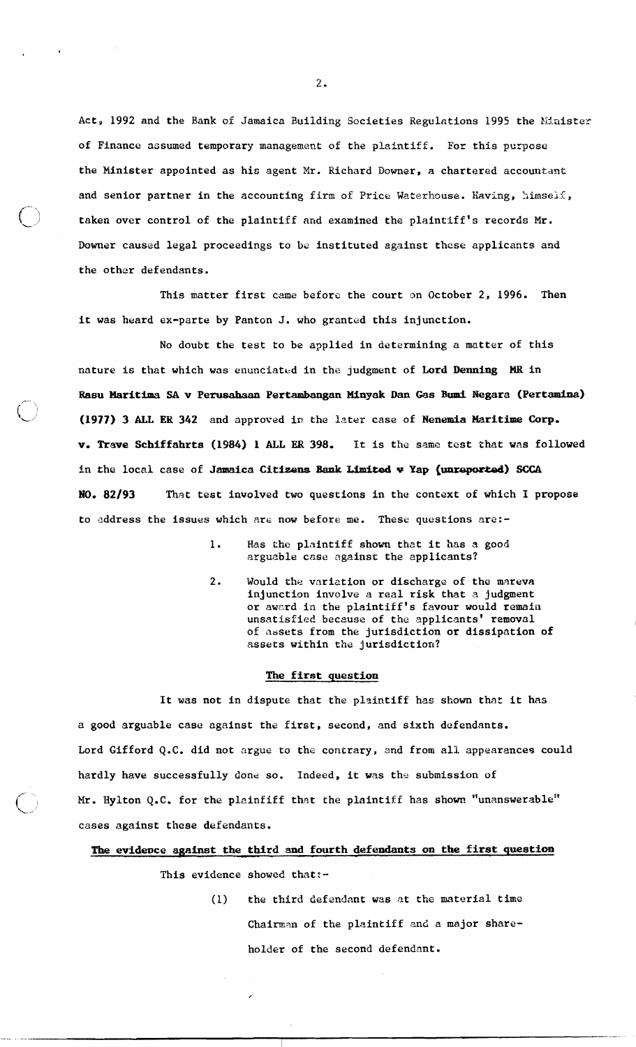Act, 1992 and the Bank of Jamaica Building Societies Regulations 1995 the Minister of Finance assumed temporary management of the plaintiff. For this purpose the Minister appointed as his agent Mr. Richard Downer, a chartered accountant and senior partner in the accounting firm of Price Waterhouse. Having, himself, taken over control of the plaintiff and examined the plaintiff's records Mr. Downer caused legal proceedings to be instituted against these applicants and the other defendants.

This matter first came before the court on October 2, 1996. Then it was heard ex-parte by Panton J. who granted this injunction.

No doubt the test to be applied in determining a matter of this nature is that which was enunciated in the judgment of **Lord Denning MR** in **Rasu Maritima SA v Perusahaan Pertambangan Minyak Dan Gas Bumi Negara (Pertamina) (1977) 3 ALL ER 342** and approved in the later case of **Nenemia Maritime Corp. v. Trave Schiffahrts (1984) 1 ALL ER 398.** It is the same test that was followed in the local case of **Jamaica Citizens Bank Limited v Yap (unreported) SCCA NO. 82/93** That test involved two questions in the context of which I propose to address the issues which are now before me. These questions are:-

1. Has the plaintiff shown that it has a good arguable case against the applicants?
2. Would the variation or discharge of the mareva injunction involve a real risk that a judgment or award in the plaintiff's favour would remain unsatisfied because of the applicants' removal of assets from the jurisdiction or dissipation of assets within the jurisdiction?

**The first question**

It was not in dispute that the plaintiff has shown that it has a good arguable case against the first, second, and sixth defendants. Lord Gifford Q.C. did not argue to the contrary, and from all appearances could hardly have successfully done so. Indeed, it was the submission of Mr. Hylton Q.C. for the plainfiff that the plaintiff has shown "unanswerable" cases against these defendants.

**The evidence against the third and fourth defendants on the first question**

This evidence showed that:-

(1) the third defendant was at the material time Chairman of the plaintiff and a major shareholder of the second defendant.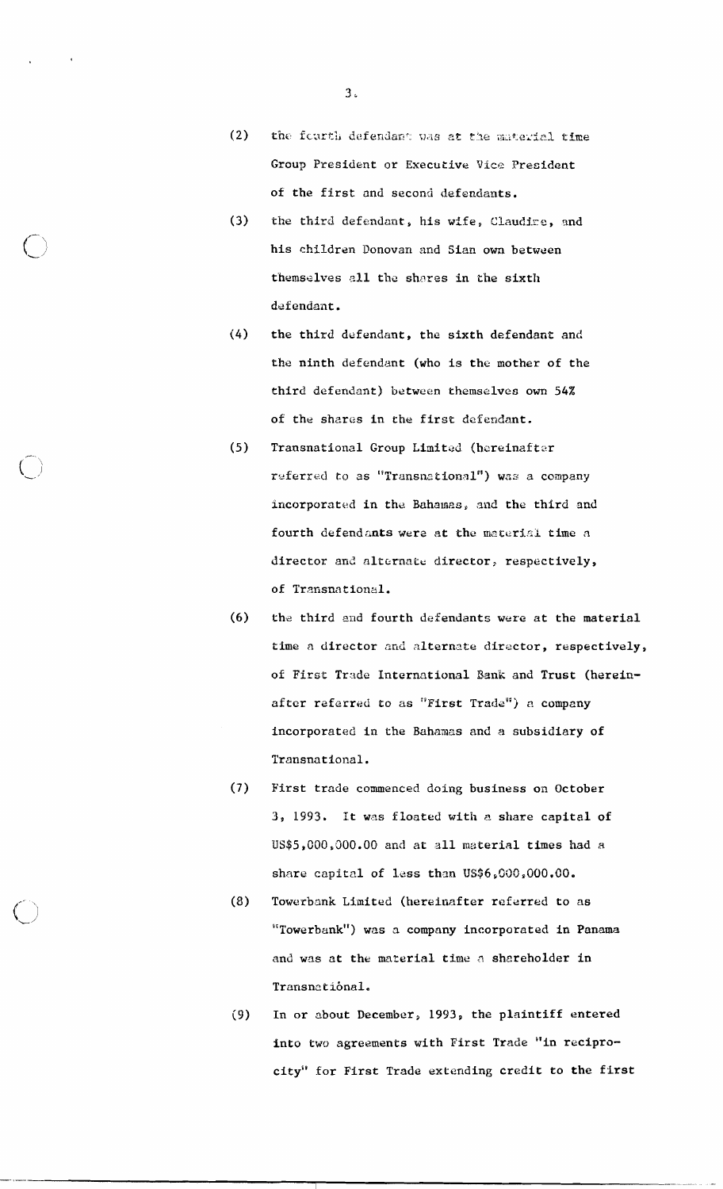(2) the fourth defendant was at the material time Group President or Executive Vice President of the first and second defendants.

(3) the third defendant, his wife, Claudine, and his children Donovan and Sian own between themselves all the shares in the sixth defendant.

(4) the third defendant, the sixth defendant and the ninth defendant (who is the mother of the third defendant) between themselves own 54% of the shares in the first defendant.

(5) Transnational Group Limited (hereinafter referred to as "Transnational") was a company incorporated in the Bahamas, and the third and fourth defendants were at the material time a director and alternate director, respectively, of Transnational.

(6) the third and fourth defendants were at the material time a director and alternate director, respectively, of First Trade International Bank and Trust (hereinafter referred to as "First Trade") a company incorporated in the Bahamas and a subsidiary of Transnational.

(7) First trade commenced doing business on October 3, 1993. It was floated with a share capital of US$5,000,000.00 and at all material times had a share capital of less than US$6,000,000.00.

(8) Towerbank Limited (hereinafter referred to as "Towerbank") was a company incorporated in Panama and was at the material time a shareholder in Transnational.

(9) In or about December, 1993, the plaintiff entered into two agreements with First Trade "in reciprocity" for First Trade extending credit to the first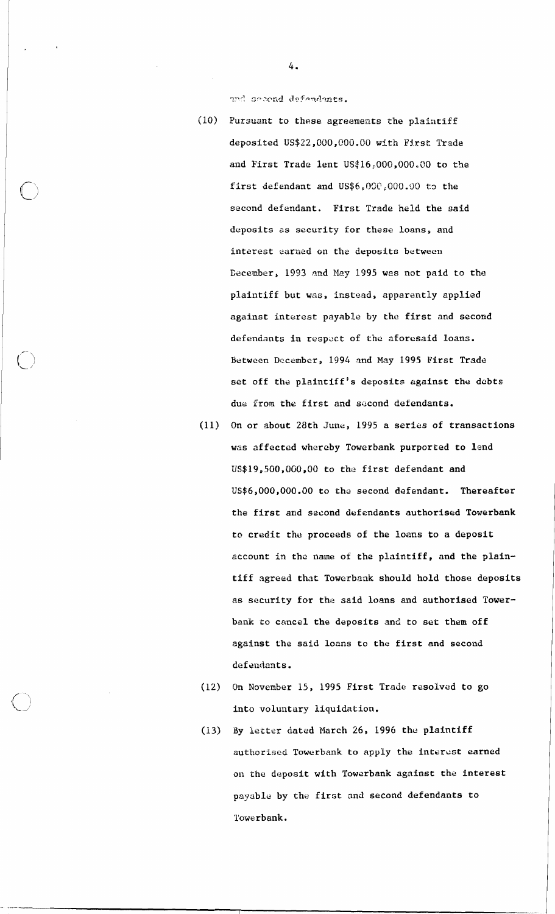and second defendants.

(10) Pursuant to these agreements the plaintiff deposited US$22,000,000.00 with First Trade and First Trade lent US$16,000,000.00 to the first defendant and US$6,000,000.00 to the second defendant. First Trade held the said deposits as security for these loans, and interest earned on the deposits between December, 1993 and May 1995 was not paid to the plaintiff but was, instead, apparently applied against interest payable by the first and second defendants in respect of the aforesaid loans. Between December, 1994 and May 1995 First Trade set off the plaintiff's deposits against the debts due from the first and second defendants.

(11) On or about 28th June, 1995 a series of transactions was affected whereby Towerbank purported to lend US$19,500,000.00 to the first defendant and US$6,000,000.00 to the second defendant. Thereafter the first and second defendants authorised Towerbank to credit the proceeds of the loans to a deposit account in the name of the plaintiff, and the plaintiff agreed that Towerbank should hold those deposits as security for the said loans and authorised Towerbank to cancel the deposits and to set them off against the said loans to the first and second defendants.

(12) On November 15, 1995 First Trade resolved to go into voluntary liquidation.

(13) By letter dated March 26, 1996 the plaintiff authorised Towerbank to apply the interest earned on the deposit with Towerbank against the interest payable by the first and second defendants to Towerbank.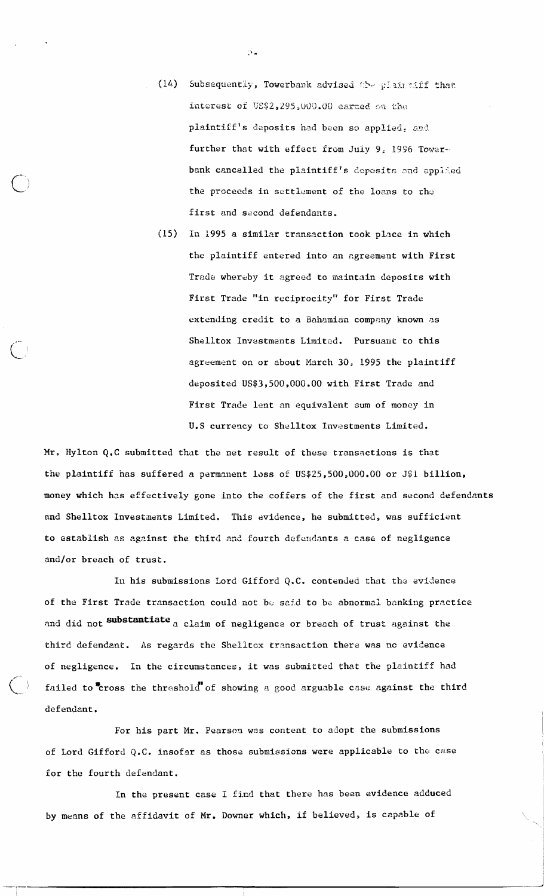(14) Subsequently, Towerbank advised the plaintiff that interest of US$2,295,000.00 earned on the plaintiff's deposits had been so applied, and further that with effect from July 9, 1996 Towerbank cancelled the plaintiff's deposits and applied the proceeds in settlement of the loans to the first and second defendants.

(15) In 1995 a similar transaction took place in which the plaintiff entered into an agreement with First Trade whereby it agreed to maintain deposits with First Trade "in reciprocity" for First Trade extending credit to a Bahamian company known as Shelltox Investments Limited. Pursuant to this agreement on or about March 30, 1995 the plaintiff deposited US$3,500,000.00 with First Trade and First Trade lent an equivalent sum of money in U.S currency to Shelltox Investments Limited.

Mr. Hylton Q.C submitted that the net result of these transactions is that the plaintiff has suffered a permanent loss of US$25,500,000.00 or J$1 billion, money which has effectively gone into the coffers of the first and second defendants and Shelltox Investments Limited. This evidence, he submitted, was sufficient to establish as against the third and fourth defendants a case of negligence and/or breach of trust.

In his submissions Lord Gifford Q.C. contended that the evidence of the First Trade transaction could not be said to be abnormal banking practice and did not **substantiate** a claim of negligence or breach of trust against the third defendant. As regards the Shelltox transaction there was no evidence of negligence. In the circumstances, it was submitted that the plaintiff had failed to "cross the threshold" of showing a good arguable case against the third defendant.

For his part Mr. Pearson was content to adopt the submissions of Lord Gifford Q.C. insofar as those submissions were applicable to the case for the fourth defendant.

In the present case I find that there has been evidence adduced by means of the affidavit of Mr. Downer which, if believed, is capable of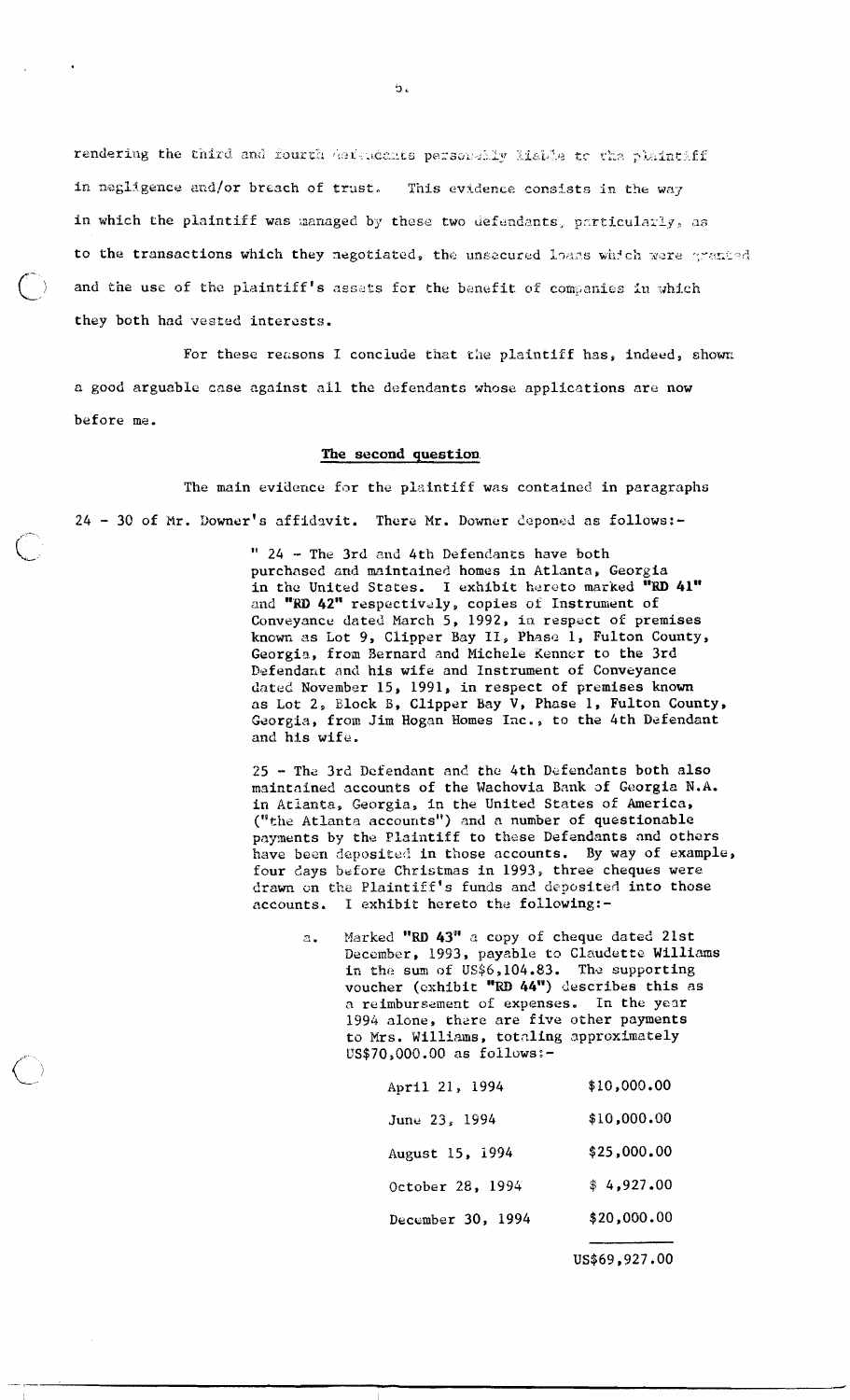rendering the third and fourth defendants personally liable to the plaintiff in negligence and/or breach of trust. This evidence consists in the way in which the plaintiff was managed by these two defendants, particularly, as to the transactions which they negotiated, the unsecured loans which were granted and the use of the plaintiff's assets for the benefit of companies in which they both had vested interests.

For these reasons I conclude that the plaintiff has, indeed, shown a good arguable case against all the defendants whose applications are now before me.

**The second question**

The main evidence for the plaintiff was contained in paragraphs 24 - 30 of Mr. Downer's affidavit. There Mr. Downer deponed as follows:-

> " 24 - The 3rd and 4th Defendants have both purchased and maintained homes in Atlanta, Georgia in the United States. I exhibit hereto marked **"RD 41"** and **"RD 42"** respectively, copies of Instrument of Conveyance dated March 5, 1992, in respect of premises known as Lot 9, Clipper Bay II, Phase 1, Fulton County, Georgia, from Bernard and Michele Kenner to the 3rd Defendant and his wife and Instrument of Conveyance dated November 15, 1991, in respect of premises known as Lot 2, Block B, Clipper Bay V, Phase 1, Fulton County, Georgia, from Jim Hogan Homes Inc., to the 4th Defendant and his wife.
>
> 25 - The 3rd Defendant and the 4th Defendants both also maintained accounts of the Wachovia Bank of Georgia N.A. in Atlanta, Georgia, in the United States of America, ("the Atlanta accounts") and a number of questionable payments by the Plaintiff to these Defendants and others have been deposited in those accounts. By way of example, four days before Christmas in 1993, three cheques were drawn on the Plaintiff's funds and deposited into those accounts. I exhibit hereto the following:-
>
> a. Marked **"RD 43"** a copy of cheque dated 21st December, 1993, payable to Claudette Williams in the sum of US$6,104.83. The supporting voucher (exhibit **"RD 44"**) describes this as a reimbursement of expenses. In the year 1994 alone, there are five other payments to Mrs. Williams, totaling approximately US$70,000.00 as follows:-
>
> | | |
> |---|---|
> | April 21, 1994 | $10,000.00 |
> | June 23, 1994 | $10,000.00 |
> | August 15, 1994 | $25,000.00 |
> | October 28, 1994 | $ 4,927.00 |
> | December 30, 1994 | $20,000.00 |
> | | US$69,927.00 |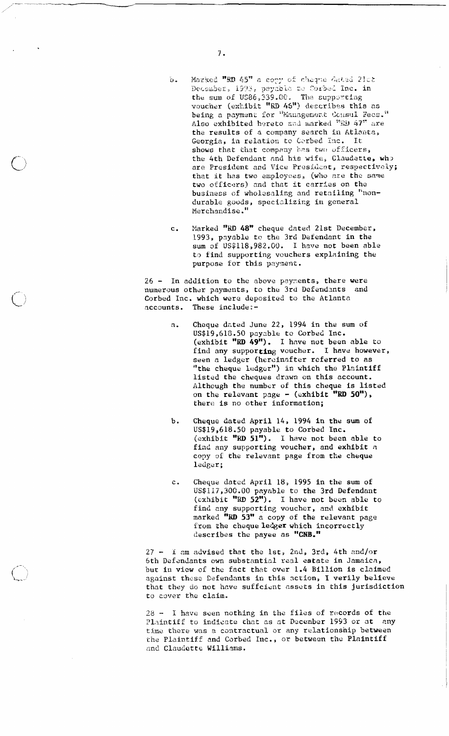b. Marked **"RD 45"** a copy of cheque dated 21st December, 1993, payable to Corbed Inc. in the sum of US$86,339.00. The supporting voucher (exhibit **"RD 46"**) describes this as being a payment for "Management Consul Fees." Also exhibited hereto and marked **"RD 47"** are the results of a company search in Atlanta, Georgia, in relation to Corbed Inc. It shows that that company has two officers, the 4th Defendant and his wife, Claudette, who are President and Vice President, respectively; that it has two employees, (who are the same two officers) and that it carries on the business of wholesaling and retailing "non-durable goods, specializing in general Merchandise."

c. Marked **"RD 48"** cheque dated 21st December, 1993, payable to the 3rd Defendant in the sum of US$118,982.00. I have not been able to find supporting vouchers explaining the purpose for this payment.

26 - In addition to the above payments, there were numerous other payments, to the 3rd Defendants and Corbed Inc. which were deposited to the Atlanta accounts. These include:-

a. Cheque dated June 22, 1994 in the sum of US$19,618.50 payable to Corbed Inc. (exhibit **"RD 49"**). I have not been able to find any supporting voucher. I have however, seen a ledger (hereinafter referred to as "the cheque ledger") in which the Plaintiff listed the cheques drawn on this account. Although the number of this cheque is listed on the relevant page - (exhibit **"RD 50"**), there is no other information;

b. Cheque dated April 14, 1994 in the sum of US$19,618.50 payable to Corbed Inc. (exhibit **"RD 51"**). I have not been able to find any supporting voucher, and exhibit a copy of the relevant page from the cheque ledger;

c. Cheque dated April 18, 1995 in the sum of US$117,300.00 payable to the 3rd Defendant (exhibit **"RD 52"**). I have not been able to find any supporting voucher, and exhibit marked **"RD 53"** a copy of the relevant page from the cheque ledger which incorrectly describes the payee as **"CNB."**

27 - I am advised that the 1st, 2nd, 3rd, 4th and/or 6th Defendants own substantial real estate in Jamaica, but in view of the fact that over 1.4 Billion is claimed against these Defendants in this action, I verily believe that they do not have suffcient assets in this jurisdiction to cover the claim.

28 - I have seen nothing in the files of records of the Plaintiff to indicate that as at December 1993 or at any time there was a contractual or any relationship between the Plaintiff and Corbed Inc., or between the Plaintiff and Claudette Williams.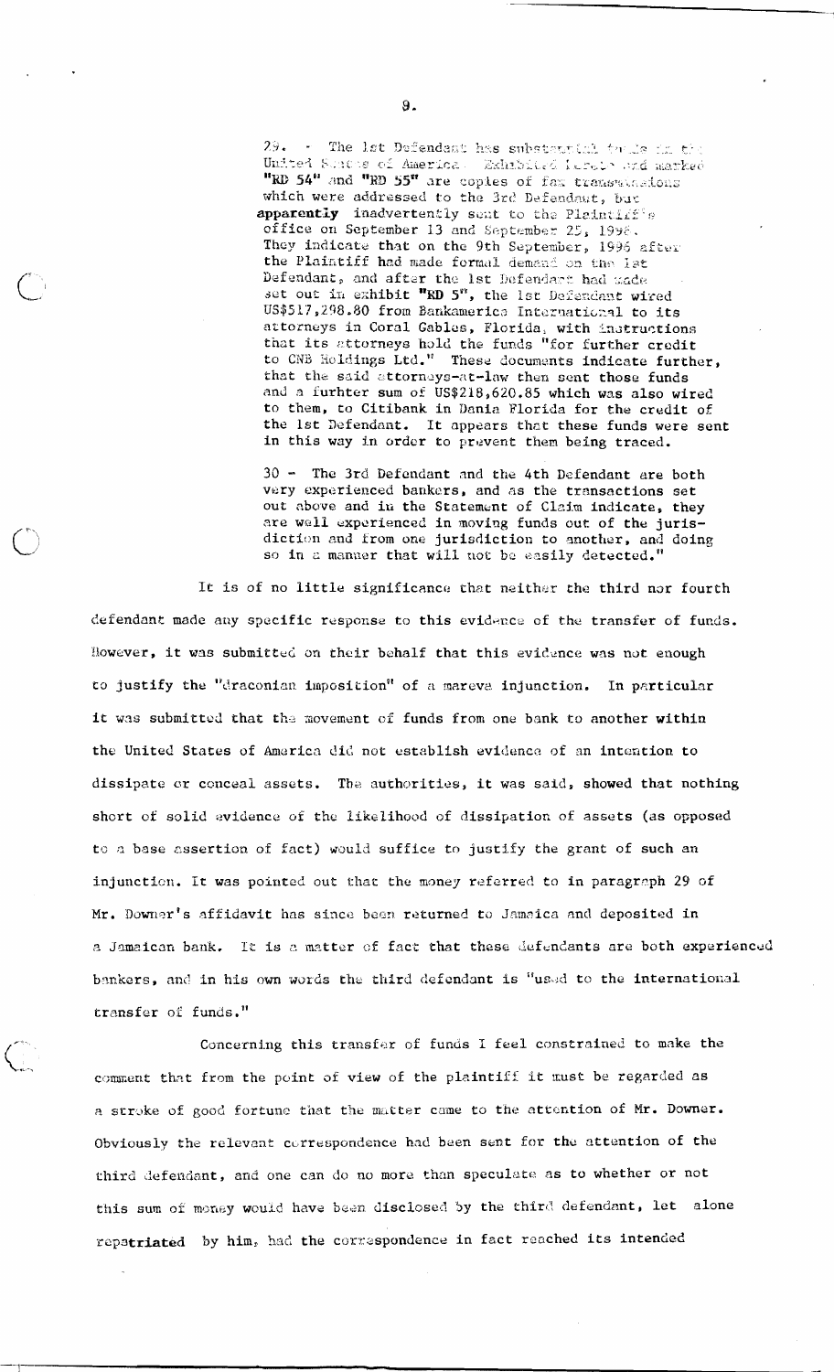29. - The 1st Defendant has substantial funds in the United States of America. Exhibited hereto and marked "RD 54" and "RD 55" are copies of fax transmissions which were addressed to the 3rd Defendant, but **apparently** inadvertently sent to the Plaintiff's office on September 13 and September 25, 1996. They indicate that on the 9th September, 1996 after the Plaintiff had made formal demand on the 1st Defendant, and after the 1st Defendant had made set out in exhibit "RD 5", the 1st Defendant wired US$517,298.80 from Bankamerica International to its attorneys in Coral Gables, Florida, with instructions that its attorneys hold the funds "for further credit to CNB Holdings Ltd." These documents indicate further, that the said attorneys-at-law then sent those funds and a furhter sum of US$218,620.85 which was also wired to them, to Citibank in Dania Florida for the credit of the 1st Defendant. It appears that these funds were sent in this way in order to prevent them being traced.

30 - The 3rd Defendant and the 4th Defendant are both very experienced bankers, and as the transactions set out above and in the Statement of Claim indicate, they are well experienced in moving funds out of the jurisdiction and from one jurisdiction to another, and doing so in a manner that will not be easily detected."

It is of no little significance that neither the third nor fourth defendant made any specific response to this evidence of the transfer of funds. However, it was submitted on their behalf that this evidence was not enough to justify the "draconian imposition" of a mareva injunction. In particular it was submitted that the movement of funds from one bank to another within the United States of America did not establish evidence of an intention to dissipate or conceal assets. The authorities, it was said, showed that nothing short of solid evidence of the likelihood of dissipation of assets (as opposed to a base assertion of fact) would suffice to justify the grant of such an injunction. It was pointed out that the money referred to in paragraph 29 of Mr. Downer's affidavit has since been returned to Jamaica and deposited in a Jamaican bank. It is a matter of fact that these defendants are both experienced bankers, and in his own words the third defendant is "used to the international transfer of funds."

Concerning this transfer of funds I feel constrained to make the comment that from the point of view of the plaintiff it must be regarded as a stroke of good fortune that the matter came to the attention of Mr. Downer. Obviously the relevant correspondence had been sent for the attention of the third defendant, and one can do no more than speculate as to whether or not this sum of money would have been disclosed by the third defendant, let alone repatriated by him, had the correspondence in fact reached its intended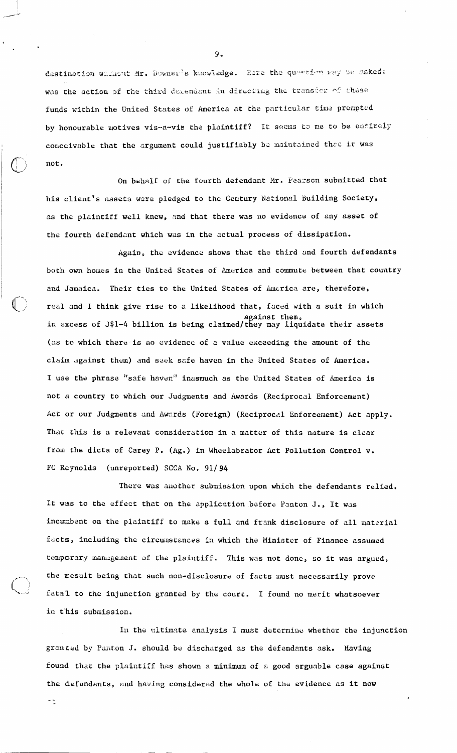destination without Mr. Downer's knowledge. Here the question may be asked: was the action of the third defendant in directing the transfer of these funds within the United States of America at the particular time prompted by honourable motives vis-a-vis the plaintiff? It seems to me to be entirely conceivable that the argument could justifiably be maintained that it was not.

On behalf of the fourth defendant Mr. Pearson submitted that his client's assets were pledged to the Century National Building Society, as the plaintiff well knew, and that there was no evidence of any asset of the fourth defendant which was in the actual process of dissipation.

Again, the evidence shows that the third and fourth defendants both own homes in the United States of America and commute between that country and Jamaica. Their ties to the United States of America are, therefore, real and I think give rise to a likelihood that, faced with a suit in which in excess of J$1-4 billion is being claimed against them, they may liquidate their assets (as to which there is no evidence of a value exceeding the amount of the claim against them) and seek safe haven in the United States of America. I use the phrase "safe haven" inasmuch as the United States of America is not a country to which our Judgments and Awards (Reciprocal Enforcement) Act or our Judgments and Awards (Foreign) (Reciprocal Enforcement) Act apply. That this is a relevant consideration in a matter of this nature is clear from the dicta of Carey P. (Ag.) in Wheelabrator Act Pollution Control v. FC Reynolds (unreported) SCCA No. 91/94

There was another submission upon which the defendants relied. It was to the effect that on the application before Panton J., It was incumbent on the plaintiff to make a full and frank disclosure of all material facts, including the circumstances in which the Minister of Finance assumed temporary management of the plaintiff. This was not done, so it was argued, the result being that such non-disclosure of facts must necessarily prove fatal to the injunction granted by the court. I found no merit whatsoever in this submission.

In the ultimate analysis I must determine whether the injunction granted by Panton J. should be discharged as the defendants ask. Having found that the plaintiff has shown a minimum of a good arguable case against the defendants, and having considered the whole of the evidence as it now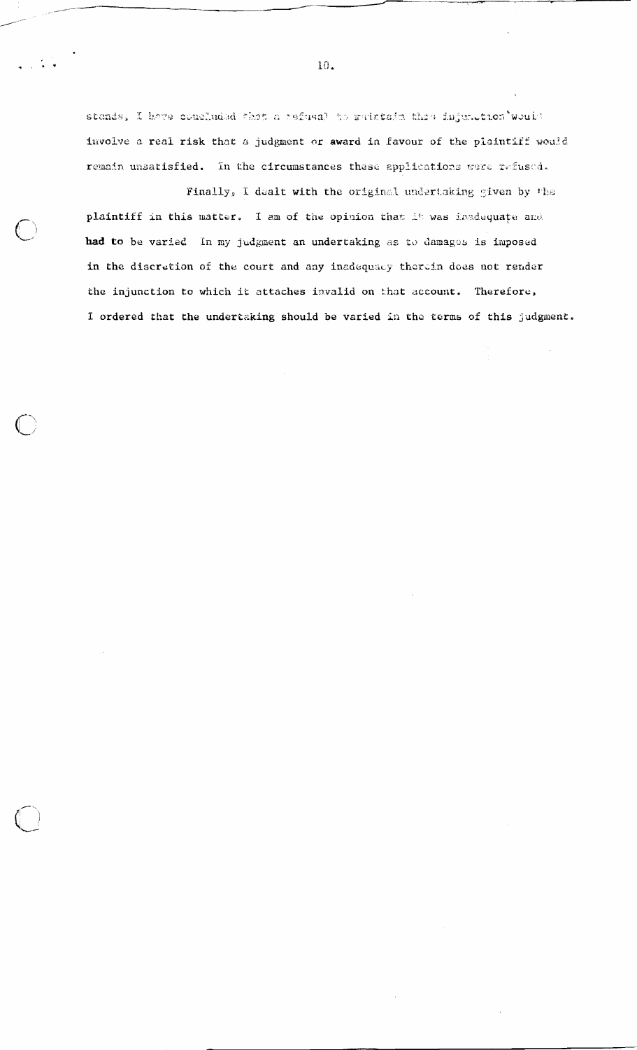stands, I have concluded that a refusal to maintain this injunction would involve a real risk that a judgment or award in favour of the plaintiff would remain unsatisfied. In the circumstances these applications were refused.

Finally, I dealt with the original undertaking given by the plaintiff in this matter. I am of the opinion that it was inadequate and had to be varied. In my judgment an undertaking as to damages is imposed in the discretion of the court and any inadequacy therein does not render the injunction to which it attaches invalid on that account. Therefore, I ordered that the undertaking should be varied in the terms of this judgment.